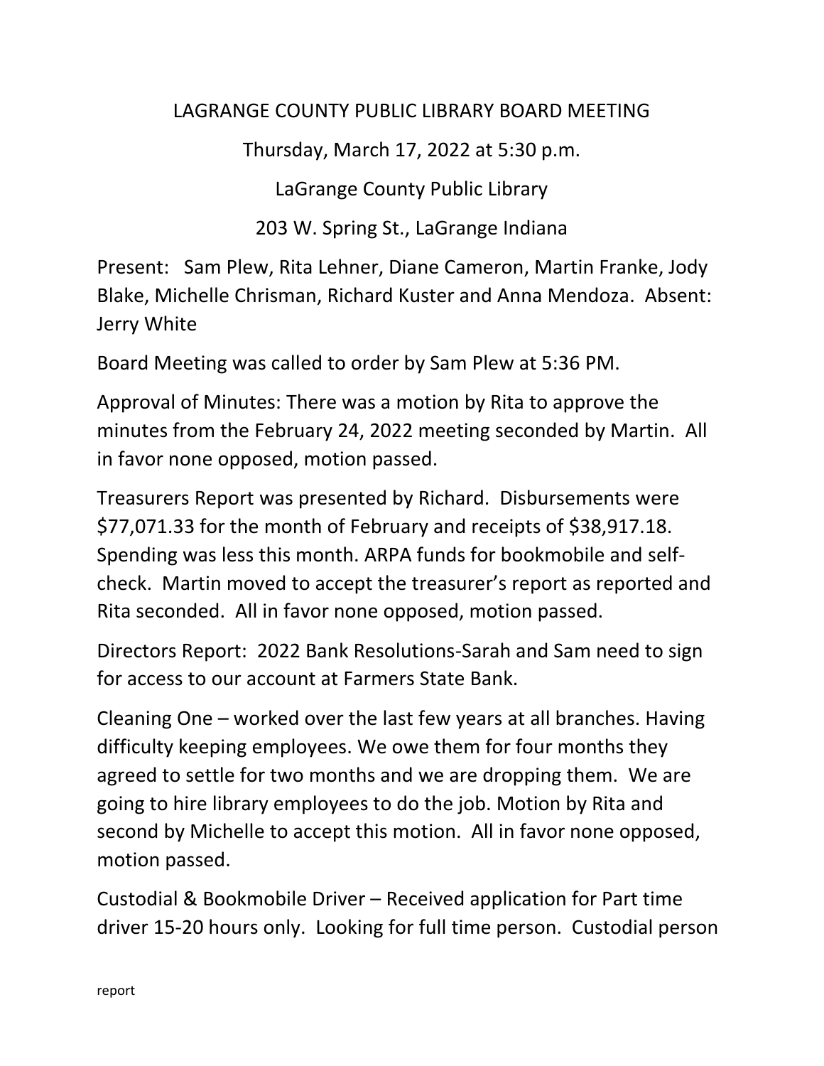# LAGRANGE COUNTY PUBLIC LIBRARY BOARD MEETING

Thursday, March 17, 2022 at 5:30 p.m.

LaGrange County Public Library

203 W. Spring St., LaGrange Indiana

Present: Sam Plew, Rita Lehner, Diane Cameron, Martin Franke, Jody Blake, Michelle Chrisman, Richard Kuster and Anna Mendoza. Absent: Jerry White

Board Meeting was called to order by Sam Plew at 5:36 PM.

Approval of Minutes: There was a motion by Rita to approve the minutes from the February 24, 2022 meeting seconded by Martin. All in favor none opposed, motion passed.

Treasurers Report was presented by Richard. Disbursements were $77,071.33 for the month of February and receipts of $38,917.18. Spending was less this month. ARPA funds for bookmobile and self-check. Martin moved to accept the treasurer's report as reported and Rita seconded. All in favor none opposed, motion passed.

Directors Report: 2022 Bank Resolutions-Sarah and Sam need to sign for access to our account at Farmers State Bank.

Cleaning One – worked over the last few years at all branches. Having difficulty keeping employees. We owe them for four months they agreed to settle for two months and we are dropping them. We are going to hire library employees to do the job. Motion by Rita and second by Michelle to accept this motion. All in favor none opposed, motion passed.

Custodial & Bookmobile Driver – Received application for Part time driver 15-20 hours only. Looking for full time person. Custodial person

report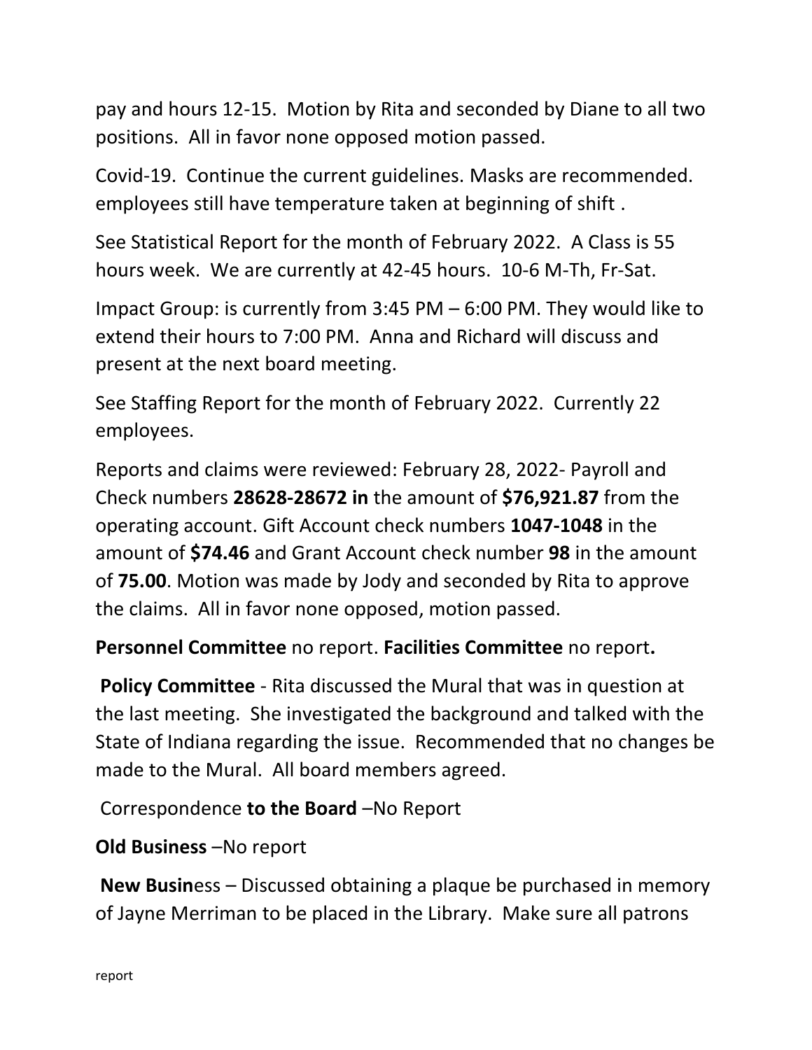pay and hours 12-15. Motion by Rita and seconded by Diane to all two positions. All in favor none opposed motion passed.

Covid-19. Continue the current guidelines. Masks are recommended. employees still have temperature taken at beginning of shift .

See Statistical Report for the month of February 2022. A Class is 55 hours week. We are currently at 42-45 hours. 10-6 M-Th, Fr-Sat.

Impact Group: is currently from 3:45 PM – 6:00 PM. They would like to extend their hours to 7:00 PM. Anna and Richard will discuss and present at the next board meeting.

See Staffing Report for the month of February 2022. Currently 22 employees.

Reports and claims were reviewed: February 28, 2022- Payroll and Check numbers **28628-28672 in** the amount of **$76,921.87** from the operating account. Gift Account check numbers **1047-1048** in the amount of **$74.46** and Grant Account check number **98** in the amount of **75.00**. Motion was made by Jody and seconded by Rita to approve the claims. All in favor none opposed, motion passed.

**Personnel Committee** no report. **Facilities Committee** no report**.**

**Policy Committee** - Rita discussed the Mural that was in question at the last meeting. She investigated the background and talked with the State of Indiana regarding the issue. Recommended that no changes be made to the Mural. All board members agreed.

Correspondence **to the Board** –No Report

**Old Business** –No report

**New Busin**ess – Discussed obtaining a plaque be purchased in memory of Jayne Merriman to be placed in the Library. Make sure all patrons

report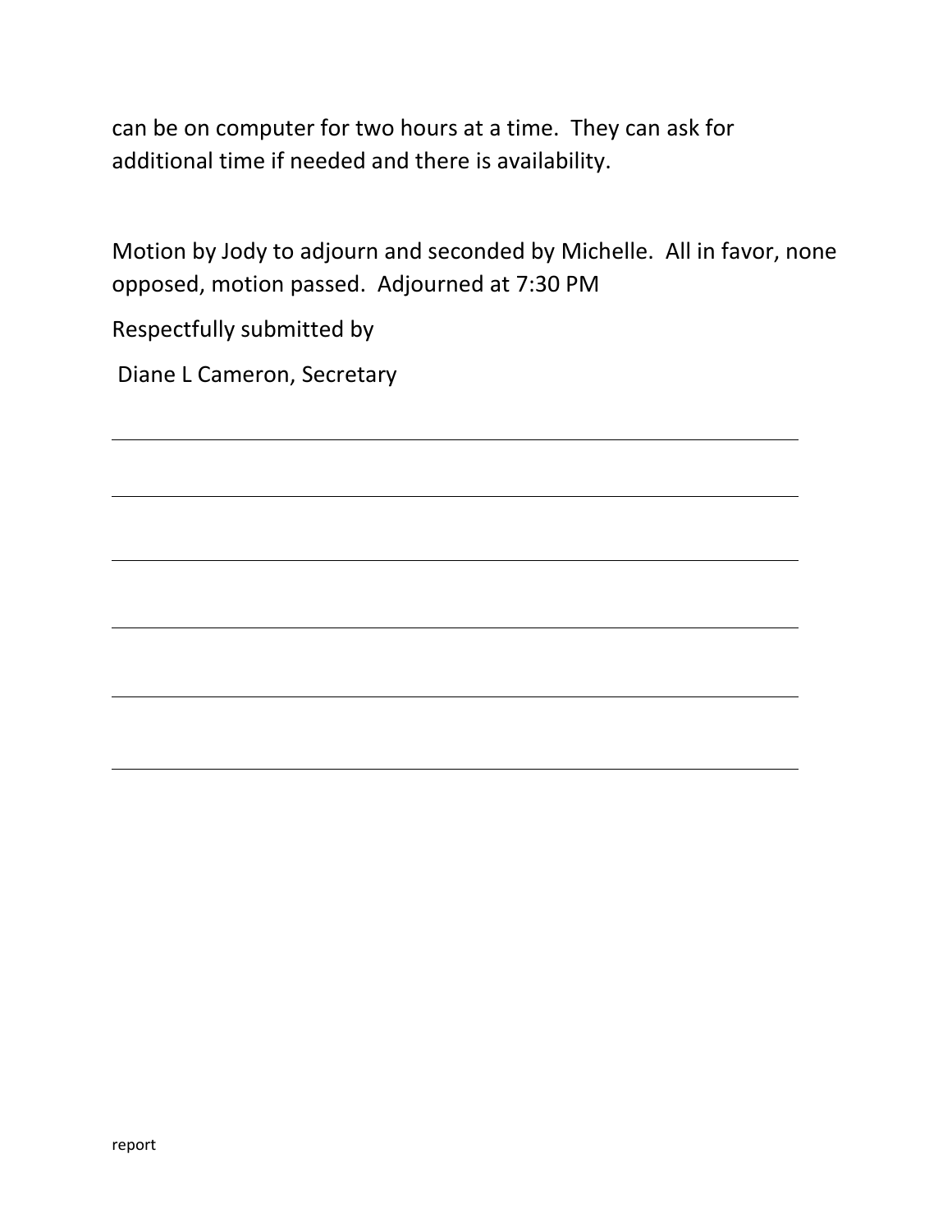can be on computer for two hours at a time. They can ask for additional time if needed and there is availability.

Motion by Jody to adjourn and seconded by Michelle. All in favor, none opposed, motion passed. Adjourned at 7:30 PM

Respectfully submitted by

Diane L Cameron, Secretary

report